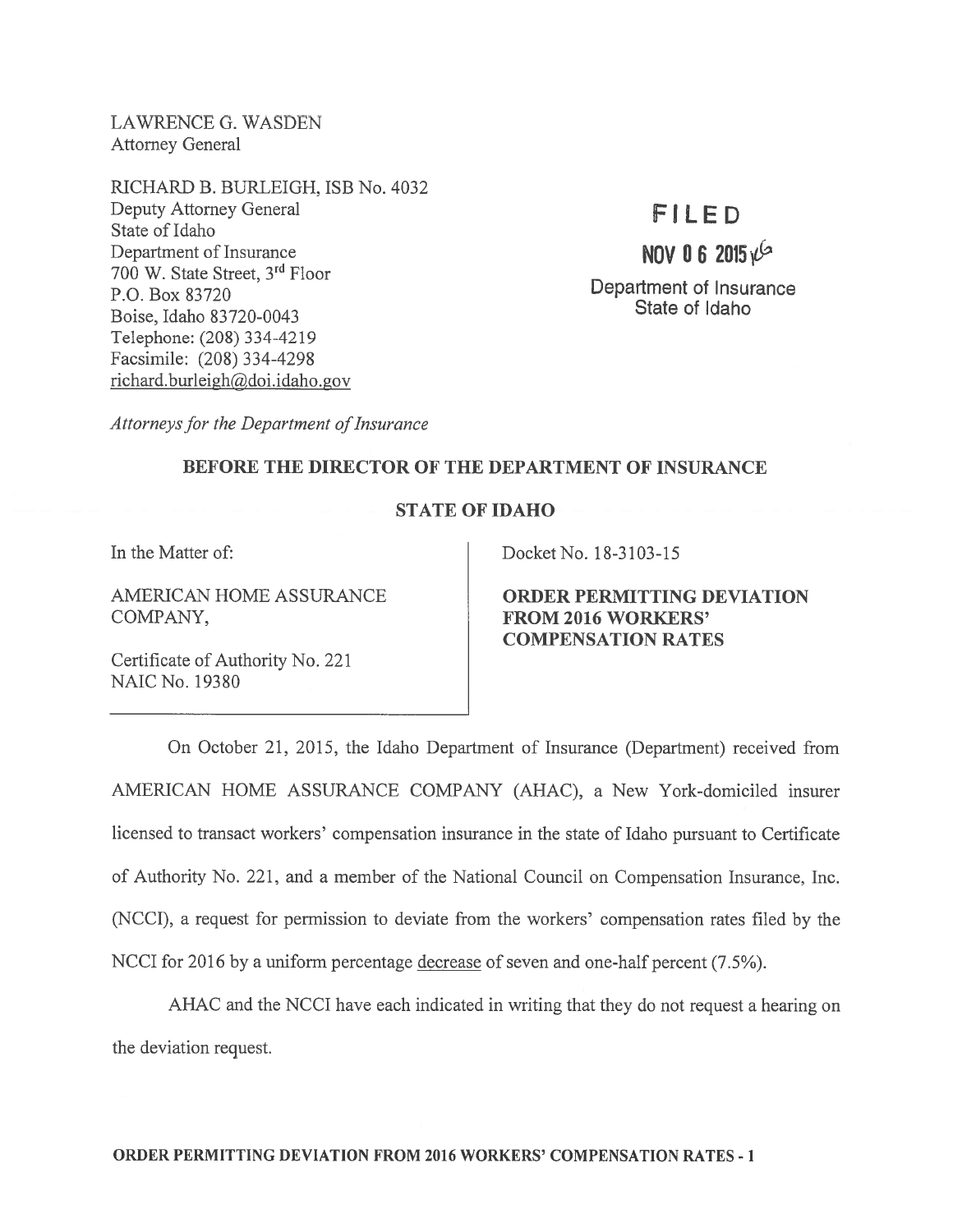LAWRENCE G. WASDEN
Attorney General

RICHARD B. BURLEIGH, ISB No. 4032
Deputy Attorney General
State of Idaho
Department of Insurance
700 W. State Street, 3rd Floor
P.O. Box 83720
Boise, Idaho 83720-0043
Telephone: (208) 334-4219
Facsimile: (208) 334-4298
richard.burleigh@doi.idaho.gov

*Attorneys for the Department of Insurance*

**FILED**

**NOV 0 6 2015**

Department of Insurance
State of Idaho

**BEFORE THE DIRECTOR OF THE DEPARTMENT OF INSURANCE**

**STATE OF IDAHO**

| | |
|---|---|
| In the Matter of:<br><br>AMERICAN HOME ASSURANCE COMPANY,<br><br>Certificate of Authority No. 221<br>NAIC No. 19380 | Docket No. 18-3103-15<br><br>**ORDER PERMITTING DEVIATION FROM 2016 WORKERS' COMPENSATION RATES** |

On October 21, 2015, the Idaho Department of Insurance (Department) received from AMERICAN HOME ASSURANCE COMPANY (AHAC), a New York-domiciled insurer licensed to transact workers' compensation insurance in the state of Idaho pursuant to Certificate of Authority No. 221, and a member of the National Council on Compensation Insurance, Inc. (NCCI), a request for permission to deviate from the workers' compensation rates filed by the NCCI for 2016 by a uniform percentage decrease of seven and one-half percent (7.5%).

AHAC and the NCCI have each indicated in writing that they do not request a hearing on the deviation request.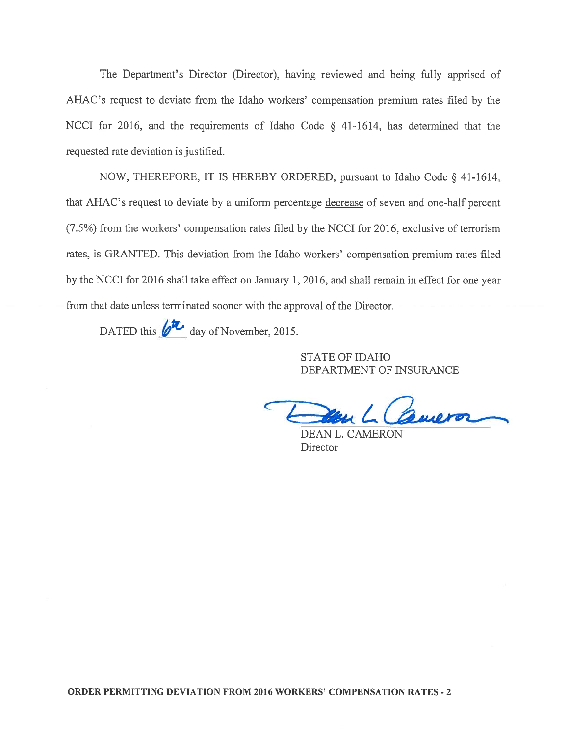The Department's Director (Director), having reviewed and being fully apprised of AHAC's request to deviate from the Idaho workers' compensation premium rates filed by the NCCI for 2016, and the requirements of Idaho Code § 41-1614, has determined that the requested rate deviation is justified.

NOW, THEREFORE, IT IS HEREBY ORDERED, pursuant to Idaho Code § 41-1614, that AHAC's request to deviate by a uniform percentage decrease of seven and one-half percent (7.5%) from the workers' compensation rates filed by the NCCI for 2016, exclusive of terrorism rates, is GRANTED. This deviation from the Idaho workers' compensation premium rates filed by the NCCI for 2016 shall take effect on January 1, 2016, and shall remain in effect for one year from that date unless terminated sooner with the approval of the Director.

DATED this 6th day of November, 2015.

STATE OF IDAHO
DEPARTMENT OF INSURANCE

DEAN L. CAMERON
Director

**ORDER PERMITTING DEVIATION FROM 2016 WORKERS' COMPENSATION RATES - 2**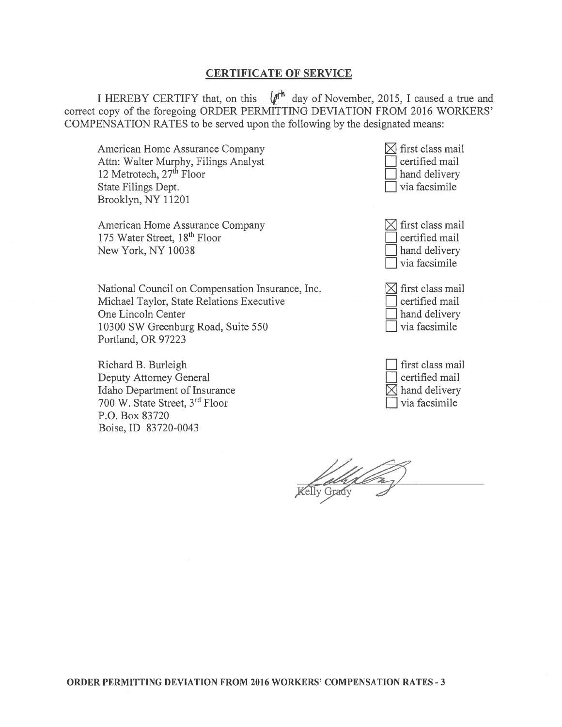## CERTIFICATE OF SERVICE

I HEREBY CERTIFY that, on this 6th day of November, 2015, I caused a true and correct copy of the foregoing ORDER PERMITTING DEVIATION FROM 2016 WORKERS' COMPENSATION RATES to be served upon the following by the designated means:

| | |
|---|---|
| American Home Assurance Company<br>Attn: Walter Murphy, Filings Analyst<br>12 Metrotech, 27th Floor<br>State Filings Dept.<br>Brooklyn, NY 11201 | ☒ first class mail<br>☐ certified mail<br>☐ hand delivery<br>☐ via facsimile |
| American Home Assurance Company<br>175 Water Street, 18th Floor<br>New York, NY 10038 | ☒ first class mail<br>☐ certified mail<br>☐ hand delivery<br>☐ via facsimile |
| National Council on Compensation Insurance, Inc.<br>Michael Taylor, State Relations Executive<br>One Lincoln Center<br>10300 SW Greenburg Road, Suite 550<br>Portland, OR 97223 | ☒ first class mail<br>☐ certified mail<br>☐ hand delivery<br>☐ via facsimile |
| Richard B. Burleigh<br>Deputy Attorney General<br>Idaho Department of Insurance<br>700 W. State Street, 3rd Floor<br>P.O. Box 83720<br>Boise, ID 83720-0043 | ☐ first class mail<br>☐ certified mail<br>☒ hand delivery<br>☐ via facsimile |

Kelly Grady